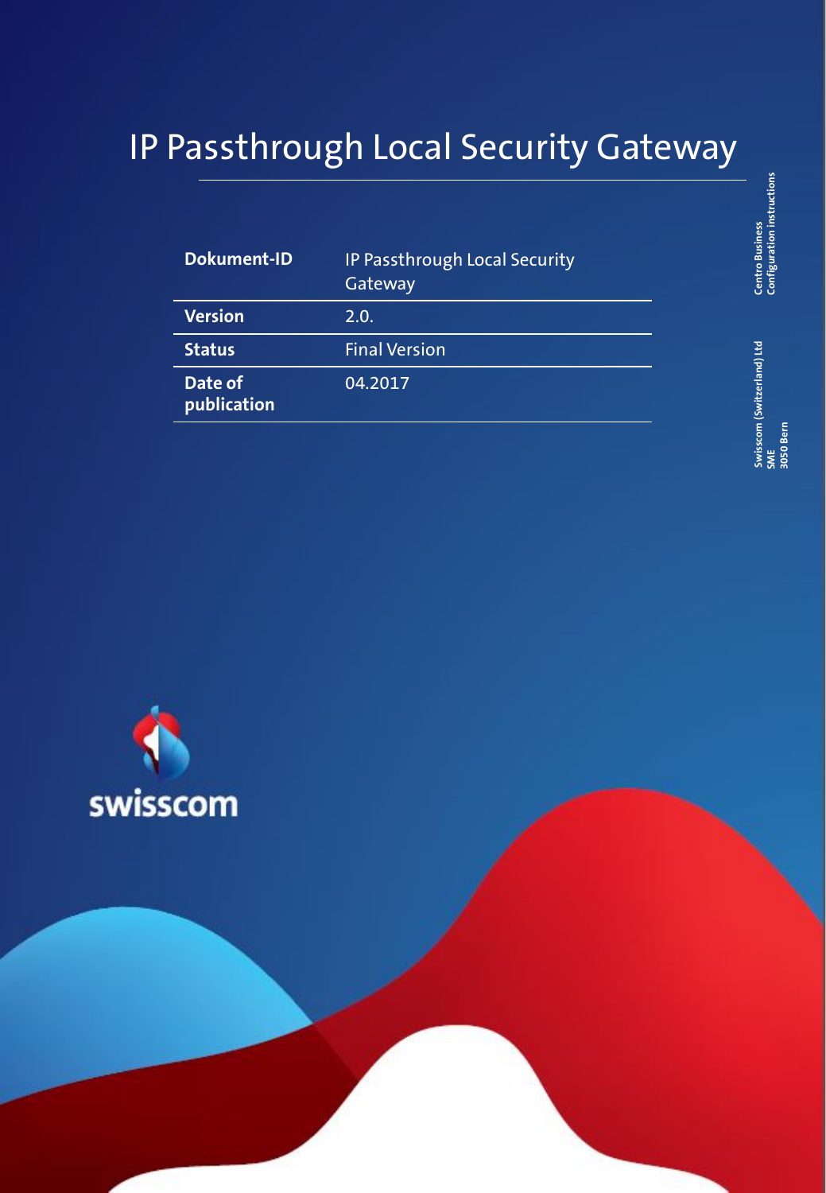# IP Passthrough Local Security Gateway

| Dokument-ID | IP Passthrough Local Security Gateway |
|---|---|
| Version | 2.0. |
| Status | Final Version |
| Date of publication | 04.2017 |

Centro Business
Configuration instructions

Swisscom (Switzerland) Ltd
SME
3050 Bern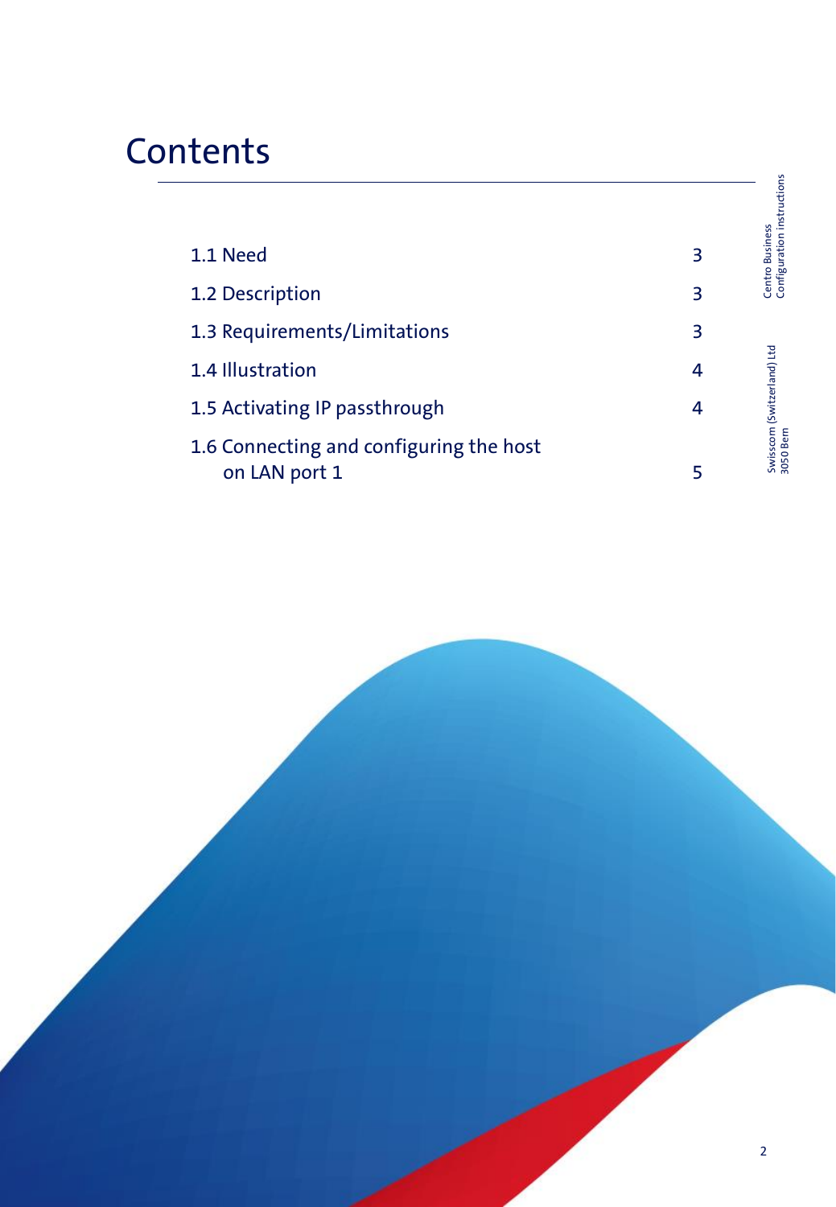# Contents

| | |
|---|---|
| 1.1 Need | 3 |
| 1.2 Description | 3 |
| 1.3 Requirements/Limitations | 3 |
| 1.4 Illustration | 4 |
| 1.5 Activating IP passthrough | 4 |
| 1.6 Connecting and configuring the host on LAN port 1 | 5 |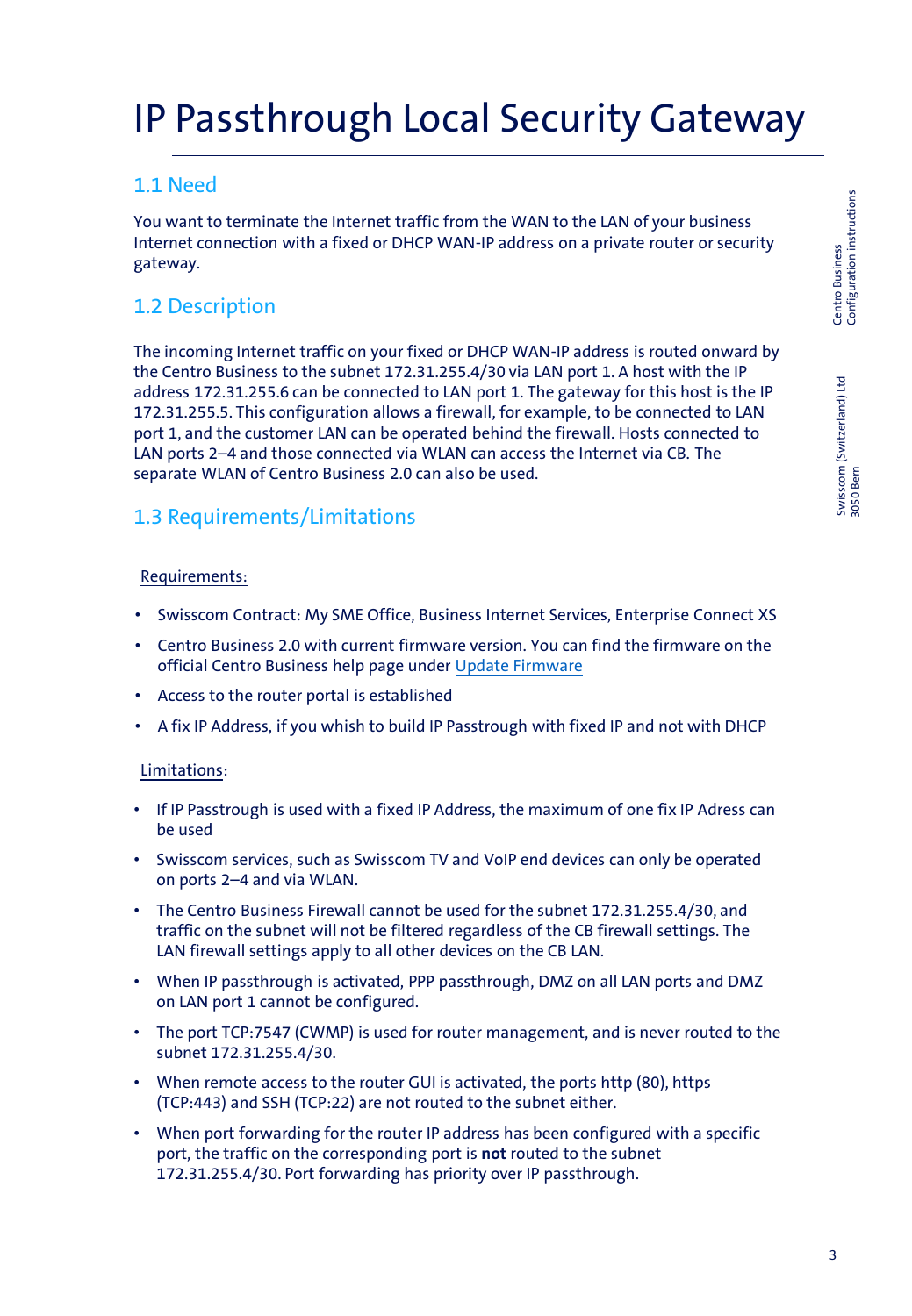# IP Passthrough Local Security Gateway

## 1.1 Need

You want to terminate the Internet traffic from the WAN to the LAN of your business Internet connection with a fixed or DHCP WAN-IP address on a private router or security gateway.

## 1.2 Description

The incoming Internet traffic on your fixed or DHCP WAN-IP address is routed onward by the Centro Business to the subnet 172.31.255.4/30 via LAN port 1. A host with the IP address 172.31.255.6 can be connected to LAN port 1. The gateway for this host is the IP 172.31.255.5. This configuration allows a firewall, for example, to be connected to LAN port 1, and the customer LAN can be operated behind the firewall. Hosts connected to LAN ports 2–4 and those connected via WLAN can access the Internet via CB. The separate WLAN of Centro Business 2.0 can also be used.

## 1.3 Requirements/Limitations

Requirements:

- Swisscom Contract: My SME Office, Business Internet Services, Enterprise Connect XS
- Centro Business 2.0 with current firmware version. You can find the firmware on the official Centro Business help page under Update Firmware
- Access to the router portal is established
- A fix IP Address, if you whish to build IP Passtrough with fixed IP and not with DHCP

Limitations:

- If IP Passtrough is used with a fixed IP Address, the maximum of one fix IP Adress can be used
- Swisscom services, such as Swisscom TV and VoIP end devices can only be operated on ports 2–4 and via WLAN.
- The Centro Business Firewall cannot be used for the subnet 172.31.255.4/30, and traffic on the subnet will not be filtered regardless of the CB firewall settings. The LAN firewall settings apply to all other devices on the CB LAN.
- When IP passthrough is activated, PPP passthrough, DMZ on all LAN ports and DMZ on LAN port 1 cannot be configured.
- The port TCP:7547 (CWMP) is used for router management, and is never routed to the subnet 172.31.255.4/30.
- When remote access to the router GUI is activated, the ports http (80), https (TCP:443) and SSH (TCP:22) are not routed to the subnet either.
- When port forwarding for the router IP address has been configured with a specific port, the traffic on the corresponding port is **not** routed to the subnet 172.31.255.4/30. Port forwarding has priority over IP passthrough.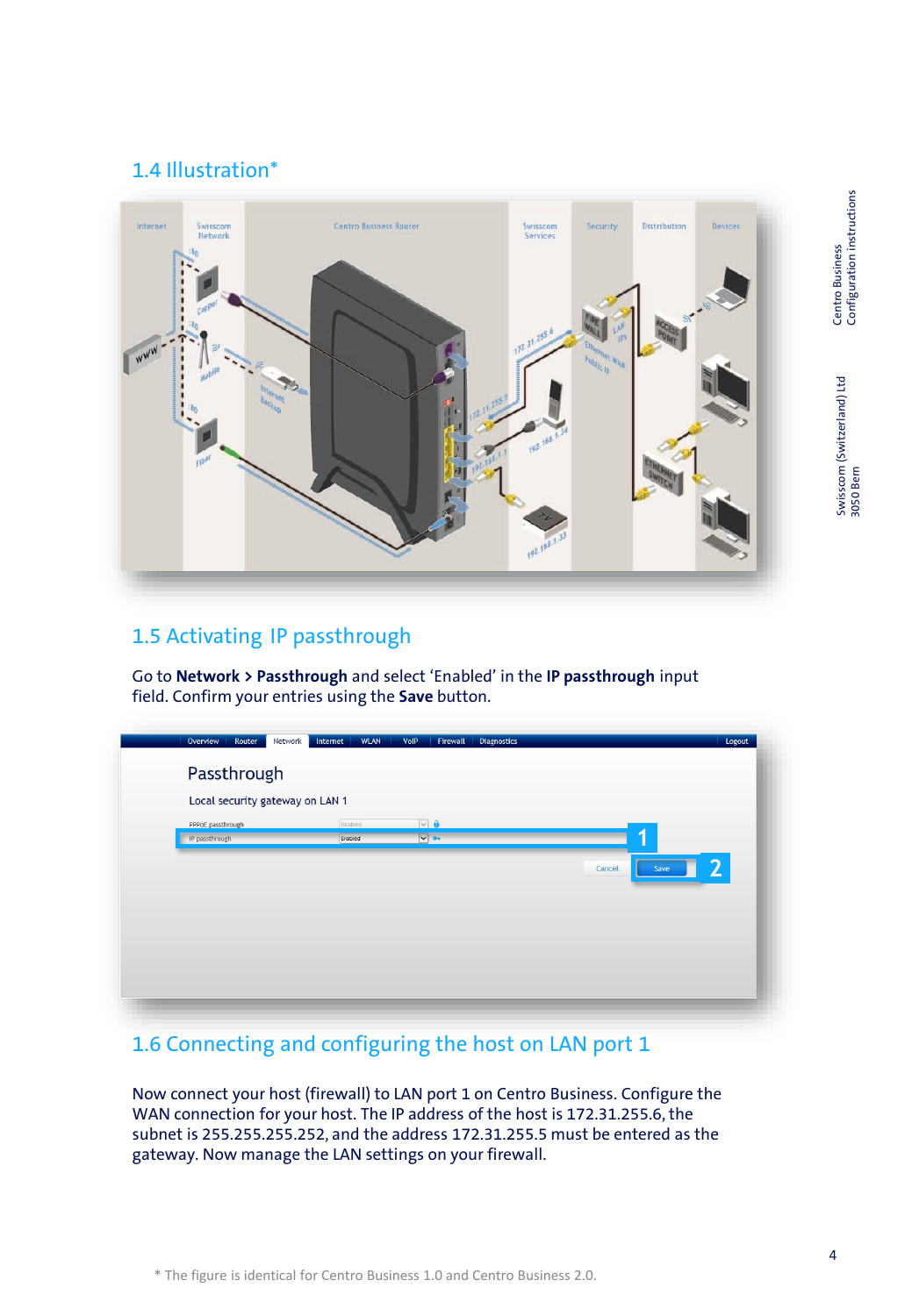## 1.4 Illustration*

Internet
Swisscom Network
Centro Business Router
Swisscom Services
Security
Distribution
Devices

## 1.5 Activating IP passthrough

Go to **Network > Passthrough** and select 'Enabled' in the **IP passthrough** input field. Confirm your entries using the **Save** button.

Overview | Router | Network | Internet | WLAN | VoIP | Firewall | Diagnostics | Logout

Passthrough

Local security gateway on LAN 1

PPPoE passthrough
IP passthrough
Enabled

1

Cancel
Save

2

## 1.6 Connecting and configuring the host on LAN port 1

Now connect your host (firewall) to LAN port 1 on Centro Business. Configure the WAN connection for your host. The IP address of the host is 172.31.255.6, the subnet is 255.255.255.252, and the address 172.31.255.5 must be entered as the gateway. Now manage the LAN settings on your firewall.

* The figure is identical for Centro Business 1.0 and Centro Business 2.0.